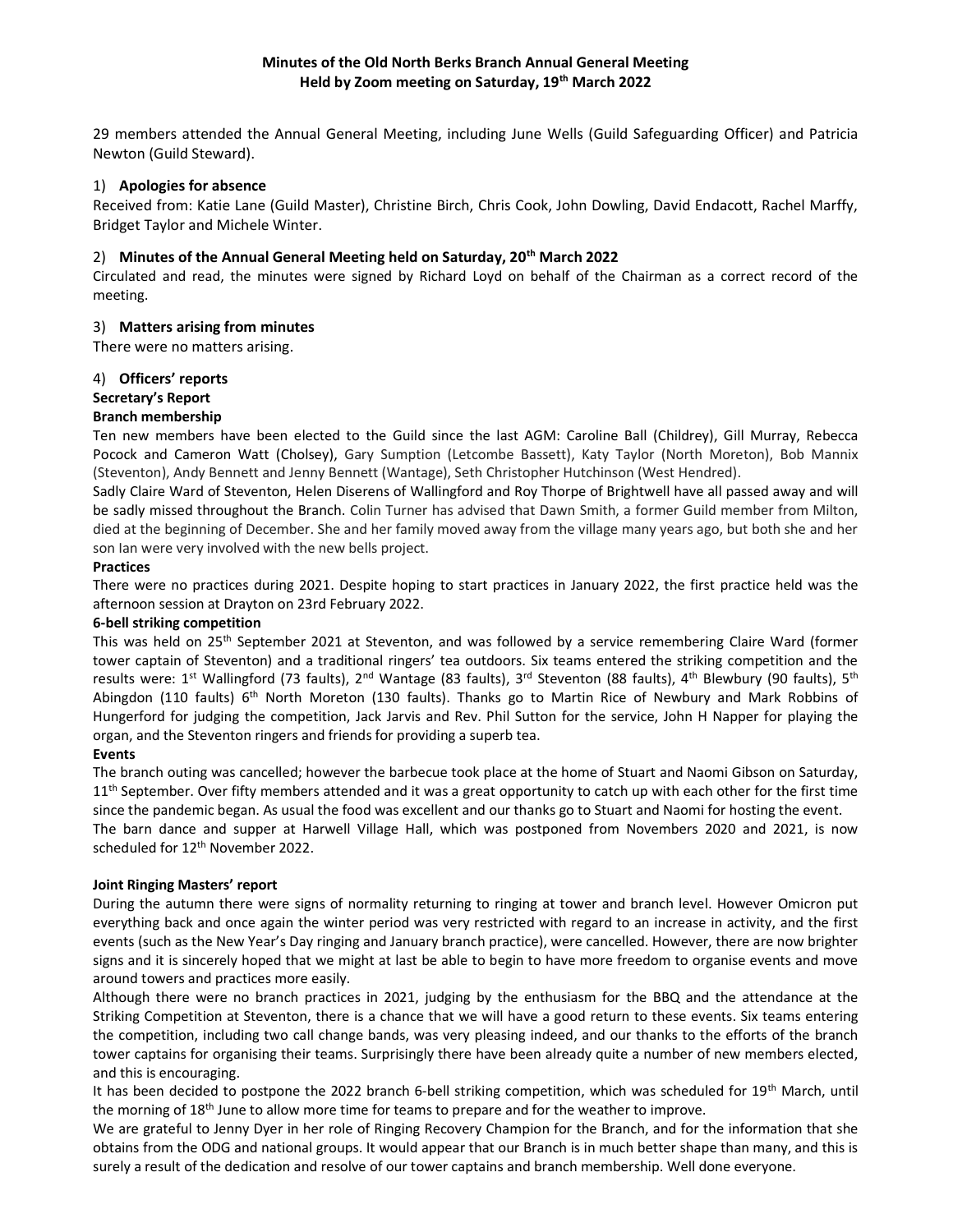# Minutes of the Old North Berks Branch Annual General Meeting
## Held by Zoom meeting on Saturday, 19th March 2022

29 members attended the Annual General Meeting, including June Wells (Guild Safeguarding Officer) and Patricia Newton (Guild Steward).

### 1) **Apologies for absence**

Received from: Katie Lane (Guild Master), Christine Birch, Chris Cook, John Dowling, David Endacott, Rachel Marffy, Bridget Taylor and Michele Winter.

### 2) **Minutes of the Annual General Meeting held on Saturday, 20th March 2022**

Circulated and read, the minutes were signed by Richard Loyd on behalf of the Chairman as a correct record of the meeting.

### 3) **Matters arising from minutes**

There were no matters arising.

### 4) **Officers' reports**

**Secretary's Report**

**Branch membership**

Ten new members have been elected to the Guild since the last AGM: Caroline Ball (Childrey), Gill Murray, Rebecca Pocock and Cameron Watt (Cholsey), Gary Sumption (Letcombe Bassett), Katy Taylor (North Moreton), Bob Mannix (Steventon), Andy Bennett and Jenny Bennett (Wantage), Seth Christopher Hutchinson (West Hendred).

Sadly Claire Ward of Steventon, Helen Diserens of Wallingford and Roy Thorpe of Brightwell have all passed away and will be sadly missed throughout the Branch. Colin Turner has advised that Dawn Smith, a former Guild member from Milton, died at the beginning of December. She and her family moved away from the village many years ago, but both she and her son Ian were very involved with the new bells project.

**Practices**

There were no practices during 2021. Despite hoping to start practices in January 2022, the first practice held was the afternoon session at Drayton on 23rd February 2022.

**6-bell striking competition**

This was held on 25th September 2021 at Steventon, and was followed by a service remembering Claire Ward (former tower captain of Steventon) and a traditional ringers' tea outdoors. Six teams entered the striking competition and the results were: 1st Wallingford (73 faults), 2nd Wantage (83 faults), 3rd Steventon (88 faults), 4th Blewbury (90 faults), 5th Abingdon (110 faults) 6th North Moreton (130 faults). Thanks go to Martin Rice of Newbury and Mark Robbins of Hungerford for judging the competition, Jack Jarvis and Rev. Phil Sutton for the service, John H Napper for playing the organ, and the Steventon ringers and friends for providing a superb tea.

**Events**

The branch outing was cancelled; however the barbecue took place at the home of Stuart and Naomi Gibson on Saturday, 11th September. Over fifty members attended and it was a great opportunity to catch up with each other for the first time since the pandemic began. As usual the food was excellent and our thanks go to Stuart and Naomi for hosting the event.

The barn dance and supper at Harwell Village Hall, which was postponed from Novembers 2020 and 2021, is now scheduled for 12th November 2022.

**Joint Ringing Masters' report**

During the autumn there were signs of normality returning to ringing at tower and branch level. However Omicron put everything back and once again the winter period was very restricted with regard to an increase in activity, and the first events (such as the New Year's Day ringing and January branch practice), were cancelled. However, there are now brighter signs and it is sincerely hoped that we might at last be able to begin to have more freedom to organise events and move around towers and practices more easily.

Although there were no branch practices in 2021, judging by the enthusiasm for the BBQ and the attendance at the Striking Competition at Steventon, there is a chance that we will have a good return to these events. Six teams entering the competition, including two call change bands, was very pleasing indeed, and our thanks to the efforts of the branch tower captains for organising their teams. Surprisingly there have been already quite a number of new members elected, and this is encouraging.

It has been decided to postpone the 2022 branch 6-bell striking competition, which was scheduled for 19th March, until the morning of 18th June to allow more time for teams to prepare and for the weather to improve.

We are grateful to Jenny Dyer in her role of Ringing Recovery Champion for the Branch, and for the information that she obtains from the ODG and national groups. It would appear that our Branch is in much better shape than many, and this is surely a result of the dedication and resolve of our tower captains and branch membership. Well done everyone.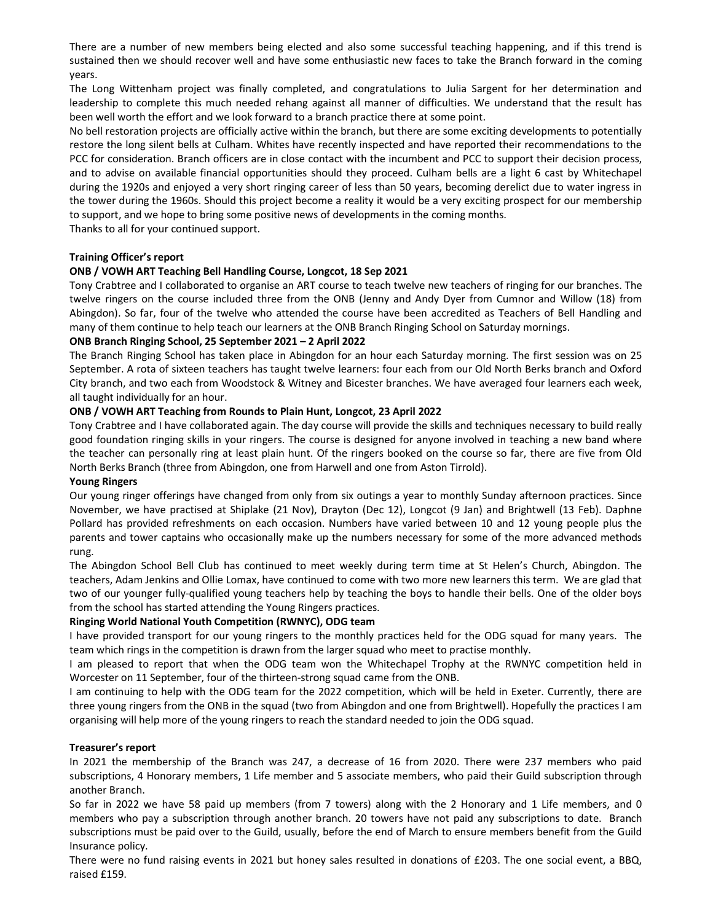There are a number of new members being elected and also some successful teaching happening, and if this trend is sustained then we should recover well and have some enthusiastic new faces to take the Branch forward in the coming years.

The Long Wittenham project was finally completed, and congratulations to Julia Sargent for her determination and leadership to complete this much needed rehang against all manner of difficulties. We understand that the result has been well worth the effort and we look forward to a branch practice there at some point.

No bell restoration projects are officially active within the branch, but there are some exciting developments to potentially restore the long silent bells at Culham. Whites have recently inspected and have reported their recommendations to the PCC for consideration. Branch officers are in close contact with the incumbent and PCC to support their decision process, and to advise on available financial opportunities should they proceed. Culham bells are a light 6 cast by Whitechapel during the 1920s and enjoyed a very short ringing career of less than 50 years, becoming derelict due to water ingress in the tower during the 1960s. Should this project become a reality it would be a very exciting prospect for our membership to support, and we hope to bring some positive news of developments in the coming months.

Thanks to all for your continued support.

**Training Officer's report**

**ONB / VOWH ART Teaching Bell Handling Course, Longcot, 18 Sep 2021**

Tony Crabtree and I collaborated to organise an ART course to teach twelve new teachers of ringing for our branches. The twelve ringers on the course included three from the ONB (Jenny and Andy Dyer from Cumnor and Willow (18) from Abingdon). So far, four of the twelve who attended the course have been accredited as Teachers of Bell Handling and many of them continue to help teach our learners at the ONB Branch Ringing School on Saturday mornings.

**ONB Branch Ringing School, 25 September 2021 – 2 April 2022**

The Branch Ringing School has taken place in Abingdon for an hour each Saturday morning. The first session was on 25 September. A rota of sixteen teachers has taught twelve learners: four each from our Old North Berks branch and Oxford City branch, and two each from Woodstock & Witney and Bicester branches. We have averaged four learners each week, all taught individually for an hour.

**ONB / VOWH ART Teaching from Rounds to Plain Hunt, Longcot, 23 April 2022**

Tony Crabtree and I have collaborated again. The day course will provide the skills and techniques necessary to build really good foundation ringing skills in your ringers. The course is designed for anyone involved in teaching a new band where the teacher can personally ring at least plain hunt. Of the ringers booked on the course so far, there are five from Old North Berks Branch (three from Abingdon, one from Harwell and one from Aston Tirrold).

**Young Ringers**

Our young ringer offerings have changed from only from six outings a year to monthly Sunday afternoon practices. Since November, we have practised at Shiplake (21 Nov), Drayton (Dec 12), Longcot (9 Jan) and Brightwell (13 Feb). Daphne Pollard has provided refreshments on each occasion. Numbers have varied between 10 and 12 young people plus the parents and tower captains who occasionally make up the numbers necessary for some of the more advanced methods rung.

The Abingdon School Bell Club has continued to meet weekly during term time at St Helen's Church, Abingdon. The teachers, Adam Jenkins and Ollie Lomax, have continued to come with two more new learners this term. We are glad that two of our younger fully-qualified young teachers help by teaching the boys to handle their bells. One of the older boys from the school has started attending the Young Ringers practices.

**Ringing World National Youth Competition (RWNYC), ODG team**

I have provided transport for our young ringers to the monthly practices held for the ODG squad for many years. The team which rings in the competition is drawn from the larger squad who meet to practise monthly.

I am pleased to report that when the ODG team won the Whitechapel Trophy at the RWNYC competition held in Worcester on 11 September, four of the thirteen-strong squad came from the ONB.

I am continuing to help with the ODG team for the 2022 competition, which will be held in Exeter. Currently, there are three young ringers from the ONB in the squad (two from Abingdon and one from Brightwell). Hopefully the practices I am organising will help more of the young ringers to reach the standard needed to join the ODG squad.

**Treasurer's report**

In 2021 the membership of the Branch was 247, a decrease of 16 from 2020. There were 237 members who paid subscriptions, 4 Honorary members, 1 Life member and 5 associate members, who paid their Guild subscription through another Branch.

So far in 2022 we have 58 paid up members (from 7 towers) along with the 2 Honorary and 1 Life members, and 0 members who pay a subscription through another branch. 20 towers have not paid any subscriptions to date. Branch subscriptions must be paid over to the Guild, usually, before the end of March to ensure members benefit from the Guild Insurance policy.

There were no fund raising events in 2021 but honey sales resulted in donations of £203. The one social event, a BBQ, raised £159.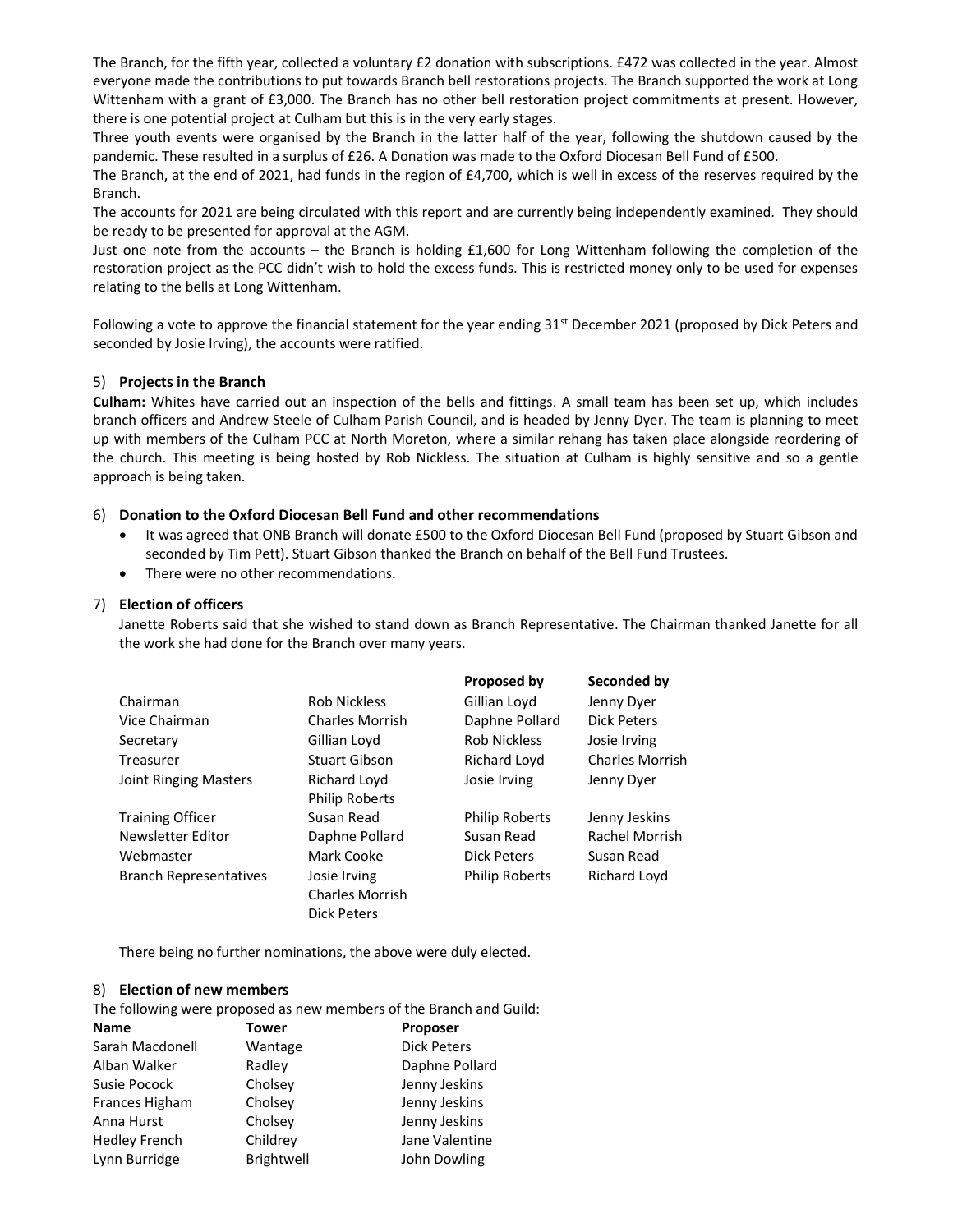The Branch, for the fifth year, collected a voluntary £2 donation with subscriptions. £472 was collected in the year. Almost everyone made the contributions to put towards Branch bell restorations projects. The Branch supported the work at Long Wittenham with a grant of £3,000. The Branch has no other bell restoration project commitments at present. However, there is one potential project at Culham but this is in the very early stages.

Three youth events were organised by the Branch in the latter half of the year, following the shutdown caused by the pandemic. These resulted in a surplus of £26. A Donation was made to the Oxford Diocesan Bell Fund of £500.

The Branch, at the end of 2021, had funds in the region of £4,700, which is well in excess of the reserves required by the Branch.

The accounts for 2021 are being circulated with this report and are currently being independently examined. They should be ready to be presented for approval at the AGM.

Just one note from the accounts – the Branch is holding £1,600 for Long Wittenham following the completion of the restoration project as the PCC didn't wish to hold the excess funds. This is restricted money only to be used for expenses relating to the bells at Long Wittenham.

Following a vote to approve the financial statement for the year ending 31st December 2021 (proposed by Dick Peters and seconded by Josie Irving), the accounts were ratified.

5) **Projects in the Branch**

**Culham:** Whites have carried out an inspection of the bells and fittings. A small team has been set up, which includes branch officers and Andrew Steele of Culham Parish Council, and is headed by Jenny Dyer. The team is planning to meet up with members of the Culham PCC at North Moreton, where a similar rehang has taken place alongside reordering of the church. This meeting is being hosted by Rob Nickless. The situation at Culham is highly sensitive and so a gentle approach is being taken.

6) **Donation to the Oxford Diocesan Bell Fund and other recommendations**

- It was agreed that ONB Branch will donate £500 to the Oxford Diocesan Bell Fund (proposed by Stuart Gibson and seconded by Tim Pett). Stuart Gibson thanked the Branch on behalf of the Bell Fund Trustees.
- There were no other recommendations.

7) **Election of officers**

Janette Roberts said that she wished to stand down as Branch Representative. The Chairman thanked Janette for all the work she had done for the Branch over many years.

| | | **Proposed by** | **Seconded by** |
|---|---|---|---|
| Chairman | Rob Nickless | Gillian Loyd | Jenny Dyer |
| Vice Chairman | Charles Morrish | Daphne Pollard | Dick Peters |
| Secretary | Gillian Loyd | Rob Nickless | Josie Irving |
| Treasurer | Stuart Gibson | Richard Loyd | Charles Morrish |
| Joint Ringing Masters | Richard Loyd<br>Philip Roberts | Josie Irving | Jenny Dyer |
| Training Officer | Susan Read | Philip Roberts | Jenny Jeskins |
| Newsletter Editor | Daphne Pollard | Susan Read | Rachel Morrish |
| Webmaster | Mark Cooke | Dick Peters | Susan Read |
| Branch Representatives | Josie Irving<br>Charles Morrish<br>Dick Peters | Philip Roberts | Richard Loyd |

There being no further nominations, the above were duly elected.

8) **Election of new members**

The following were proposed as new members of the Branch and Guild:

| **Name** | **Tower** | **Proposer** |
|---|---|---|
| Sarah Macdonell | Wantage | Dick Peters |
| Alban Walker | Radley | Daphne Pollard |
| Susie Pocock | Cholsey | Jenny Jeskins |
| Frances Higham | Cholsey | Jenny Jeskins |
| Anna Hurst | Cholsey | Jenny Jeskins |
| Hedley French | Childrey | Jane Valentine |
| Lynn Burridge | Brightwell | John Dowling |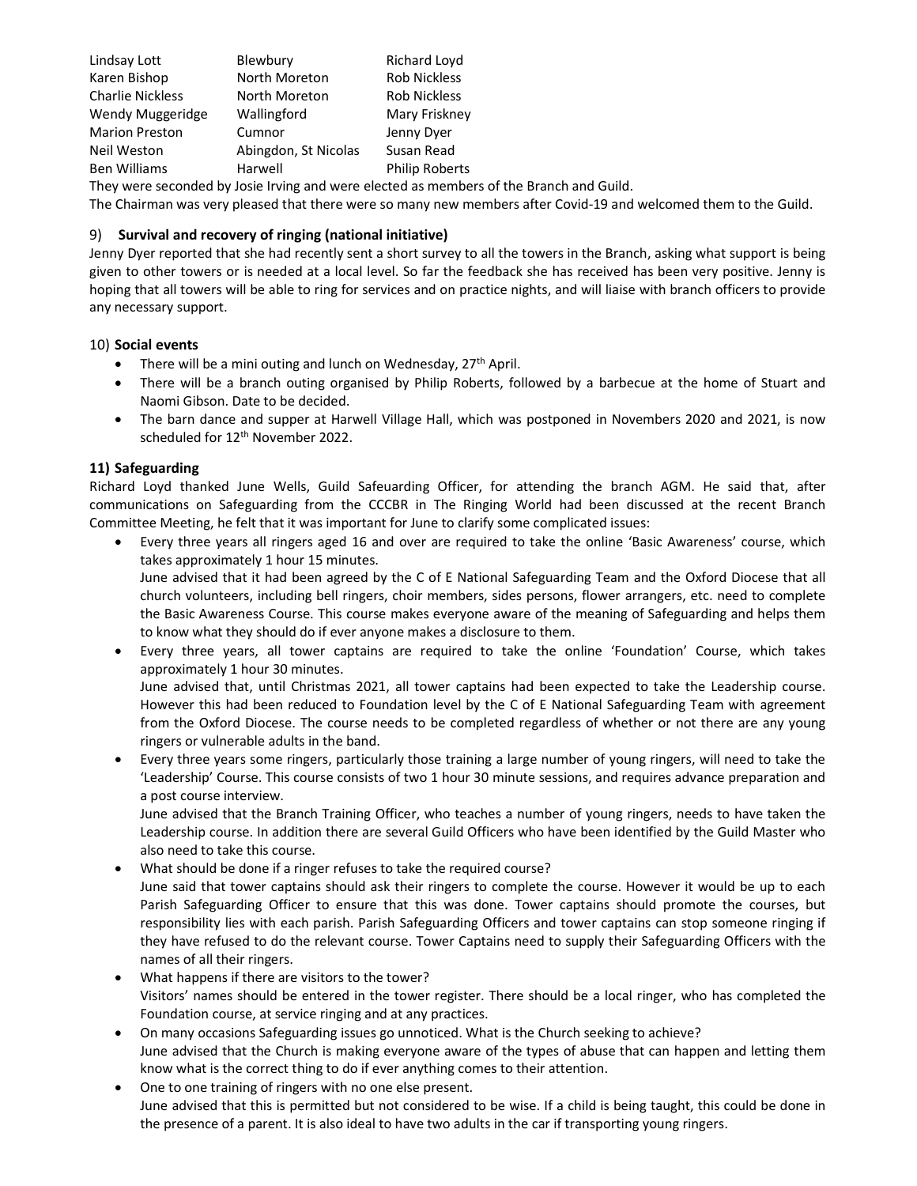| | | |
|---|---|---|
| Lindsay Lott | Blewbury | Richard Loyd |
| Karen Bishop | North Moreton | Rob Nickless |
| Charlie Nickless | North Moreton | Rob Nickless |
| Wendy Muggeridge | Wallingford | Mary Friskney |
| Marion Preston | Cumnor | Jenny Dyer |
| Neil Weston | Abingdon, St Nicolas | Susan Read |
| Ben Williams | Harwell | Philip Roberts |

They were seconded by Josie Irving and were elected as members of the Branch and Guild.
The Chairman was very pleased that there were so many new members after Covid-19 and welcomed them to the Guild.

9) **Survival and recovery of ringing (national initiative)**
Jenny Dyer reported that she had recently sent a short survey to all the towers in the Branch, asking what support is being given to other towers or is needed at a local level. So far the feedback she has received has been very positive. Jenny is hoping that all towers will be able to ring for services and on practice nights, and will liaise with branch officers to provide any necessary support.

10) **Social events**

- There will be a mini outing and lunch on Wednesday, 27th April.
- There will be a branch outing organised by Philip Roberts, followed by a barbecue at the home of Stuart and Naomi Gibson. Date to be decided.
- The barn dance and supper at Harwell Village Hall, which was postponed in Novembers 2020 and 2021, is now scheduled for 12th November 2022.

**11) Safeguarding**
Richard Loyd thanked June Wells, Guild Safeuarding Officer, for attending the branch AGM. He said that, after communications on Safeguarding from the CCCBR in The Ringing World had been discussed at the recent Branch Committee Meeting, he felt that it was important for June to clarify some complicated issues:

- Every three years all ringers aged 16 and over are required to take the online 'Basic Awareness' course, which takes approximately 1 hour 15 minutes.
  June advised that it had been agreed by the C of E National Safeguarding Team and the Oxford Diocese that all church volunteers, including bell ringers, choir members, sides persons, flower arrangers, etc. need to complete the Basic Awareness Course. This course makes everyone aware of the meaning of Safeguarding and helps them to know what they should do if ever anyone makes a disclosure to them.
- Every three years, all tower captains are required to take the online 'Foundation' Course, which takes approximately 1 hour 30 minutes.
  June advised that, until Christmas 2021, all tower captains had been expected to take the Leadership course. However this had been reduced to Foundation level by the C of E National Safeguarding Team with agreement from the Oxford Diocese. The course needs to be completed regardless of whether or not there are any young ringers or vulnerable adults in the band.
- Every three years some ringers, particularly those training a large number of young ringers, will need to take the 'Leadership' Course. This course consists of two 1 hour 30 minute sessions, and requires advance preparation and a post course interview.
  June advised that the Branch Training Officer, who teaches a number of young ringers, needs to have taken the Leadership course. In addition there are several Guild Officers who have been identified by the Guild Master who also need to take this course.
- What should be done if a ringer refuses to take the required course?
  June said that tower captains should ask their ringers to complete the course. However it would be up to each Parish Safeguarding Officer to ensure that this was done. Tower captains should promote the courses, but responsibility lies with each parish. Parish Safeguarding Officers and tower captains can stop someone ringing if they have refused to do the relevant course. Tower Captains need to supply their Safeguarding Officers with the names of all their ringers.
- What happens if there are visitors to the tower?
  Visitors' names should be entered in the tower register. There should be a local ringer, who has completed the Foundation course, at service ringing and at any practices.
- On many occasions Safeguarding issues go unnoticed. What is the Church seeking to achieve?
  June advised that the Church is making everyone aware of the types of abuse that can happen and letting them know what is the correct thing to do if ever anything comes to their attention.
- One to one training of ringers with no one else present.
  June advised that this is permitted but not considered to be wise. If a child is being taught, this could be done in the presence of a parent. It is also ideal to have two adults in the car if transporting young ringers.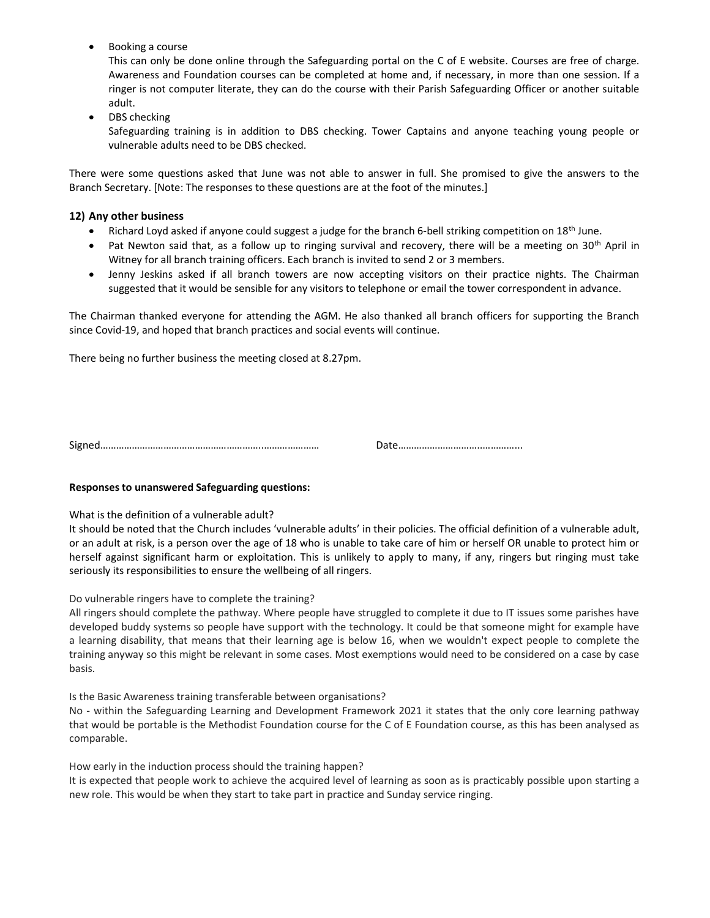- Booking a course
  This can only be done online through the Safeguarding portal on the C of E website. Courses are free of charge. Awareness and Foundation courses can be completed at home and, if necessary, in more than one session. If a ringer is not computer literate, they can do the course with their Parish Safeguarding Officer or another suitable adult.
- DBS checking
  Safeguarding training is in addition to DBS checking. Tower Captains and anyone teaching young people or vulnerable adults need to be DBS checked.

There were some questions asked that June was not able to answer in full. She promised to give the answers to the Branch Secretary. [Note: The responses to these questions are at the foot of the minutes.]

### 12) Any other business

- Richard Loyd asked if anyone could suggest a judge for the branch 6-bell striking competition on 18th June.
- Pat Newton said that, as a follow up to ringing survival and recovery, there will be a meeting on 30th April in Witney for all branch training officers. Each branch is invited to send 2 or 3 members.
- Jenny Jeskins asked if all branch towers are now accepting visitors on their practice nights. The Chairman suggested that it would be sensible for any visitors to telephone or email the tower correspondent in advance.

The Chairman thanked everyone for attending the AGM. He also thanked all branch officers for supporting the Branch since Covid-19, and hoped that branch practices and social events will continue.

There being no further business the meeting closed at 8.27pm.

Signed……………………………………………………………………… Date………………………………………..

**Responses to unanswered Safeguarding questions:**

What is the definition of a vulnerable adult?
It should be noted that the Church includes 'vulnerable adults' in their policies. The official definition of a vulnerable adult, or an adult at risk, is a person over the age of 18 who is unable to take care of him or herself OR unable to protect him or herself against significant harm or exploitation. This is unlikely to apply to many, if any, ringers but ringing must take seriously its responsibilities to ensure the wellbeing of all ringers.

Do vulnerable ringers have to complete the training?
All ringers should complete the pathway. Where people have struggled to complete it due to IT issues some parishes have developed buddy systems so people have support with the technology. It could be that someone might for example have a learning disability, that means that their learning age is below 16, when we wouldn't expect people to complete the training anyway so this might be relevant in some cases. Most exemptions would need to be considered on a case by case basis.

Is the Basic Awareness training transferable between organisations?
No - within the Safeguarding Learning and Development Framework 2021 it states that the only core learning pathway that would be portable is the Methodist Foundation course for the C of E Foundation course, as this has been analysed as comparable.

How early in the induction process should the training happen?
It is expected that people work to achieve the acquired level of learning as soon as is practicably possible upon starting a new role. This would be when they start to take part in practice and Sunday service ringing.